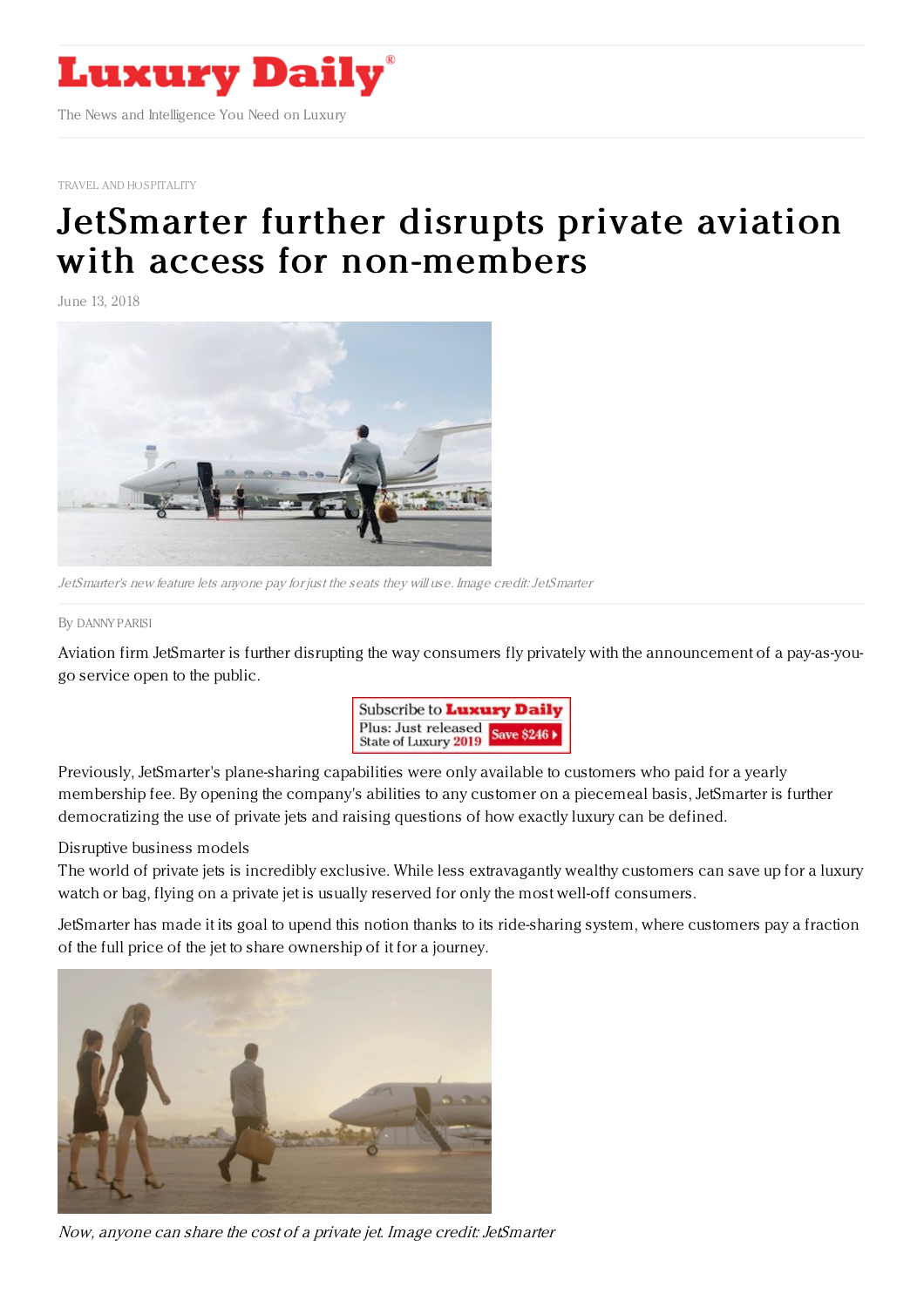TRAVEL AND HOSPITALITY

# JetSmarter further disrupts private aviation with access for non-members

June 13, 2018

*JetSmarter's new feature lets anyone pay for just the seats they will use. Image credit: JetSmarter*

By DANNY PARISI

Aviation firm JetSmarter is further disrupting the way consumers fly privately with the announcement of a pay-as-you-go service open to the public.

Previously, JetSmarter's plane-sharing capabilities were only available to customers who paid for a yearly membership fee. By opening the company's abilities to any customer on a piecemeal basis, JetSmarter is further democratizing the use of private jets and raising questions of how exactly luxury can be defined.

## Disruptive business models

The world of private jets is incredibly exclusive. While less extravagantly wealthy customers can save up for a luxury watch or bag, flying on a private jet is usually reserved for only the most well-off consumers.

JetSmarter has made it its goal to upend this notion thanks to its ride-sharing system, where customers pay a fraction of the full price of the jet to share ownership of it for a journey.

*Now, anyone can share the cost of a private jet. Image credit: JetSmarter*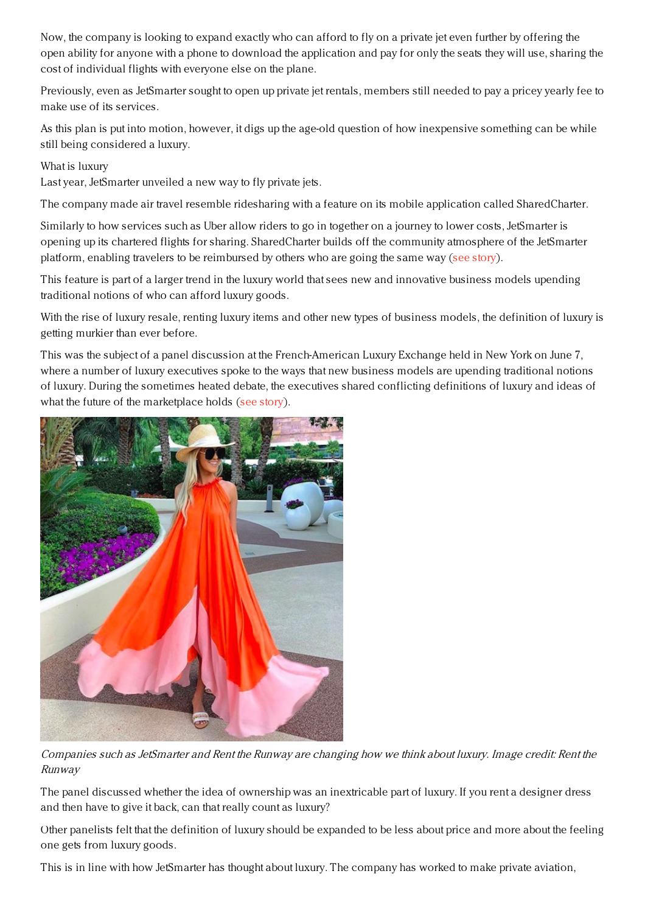Now, the company is looking to expand exactly who can afford to fly on a private jet even further by offering the open ability for anyone with a phone to download the application and pay for only the seats they will use, sharing the cost of individual flights with everyone else on the plane.

Previously, even as JetSmarter sought to open up private jet rentals, members still needed to pay a pricey yearly fee to make use of its services.

As this plan is put into motion, however, it digs up the age-old question of how inexpensive something can be while still being considered a luxury.

## What is luxury

Last year, JetSmarter unveiled a new way to fly private jets.

The company made air travel resemble ridesharing with a feature on its mobile application called SharedCharter.

Similarly to how services such as Uber allow riders to go in together on a journey to lower costs, JetSmarter is opening up its chartered flights for sharing. SharedCharter builds off the community atmosphere of the JetSmarter platform, enabling travelers to be reimbursed by others who are going the same way (see story).

This feature is part of a larger trend in the luxury world that sees new and innovative business models upending traditional notions of who can afford luxury goods.

With the rise of luxury resale, renting luxury items and other new types of business models, the definition of luxury is getting murkier than ever before.

This was the subject of a panel discussion at the French-American Luxury Exchange held in New York on June 7, where a number of luxury executives spoke to the ways that new business models are upending traditional notions of luxury. During the sometimes heated debate, the executives shared conflicting definitions of luxury and ideas of what the future of the marketplace holds (see story).

*Companies such as JetSmarter and Rent the Runway are changing how we think about luxury. Image credit: Rent the Runway*

The panel discussed whether the idea of ownership was an inextricable part of luxury. If you rent a designer dress and then have to give it back, can that really count as luxury?

Other panelists felt that the definition of luxury should be expanded to be less about price and more about the feeling one gets from luxury goods.

This is in line with how JetSmarter has thought about luxury. The company has worked to make private aviation,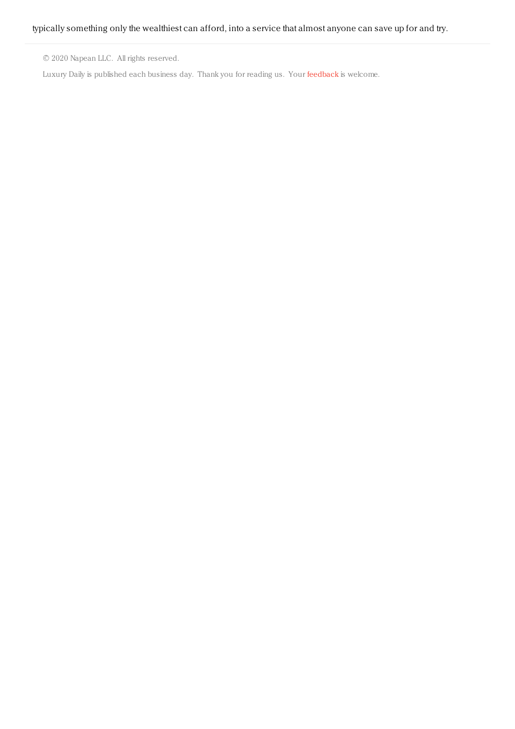typically something only the wealthiest can afford, into a service that almost anyone can save up for and try.

---

© 2020 Napean LLC. All rights reserved.

Luxury Daily is published each business day. Thank you for reading us. Your feedback is welcome.